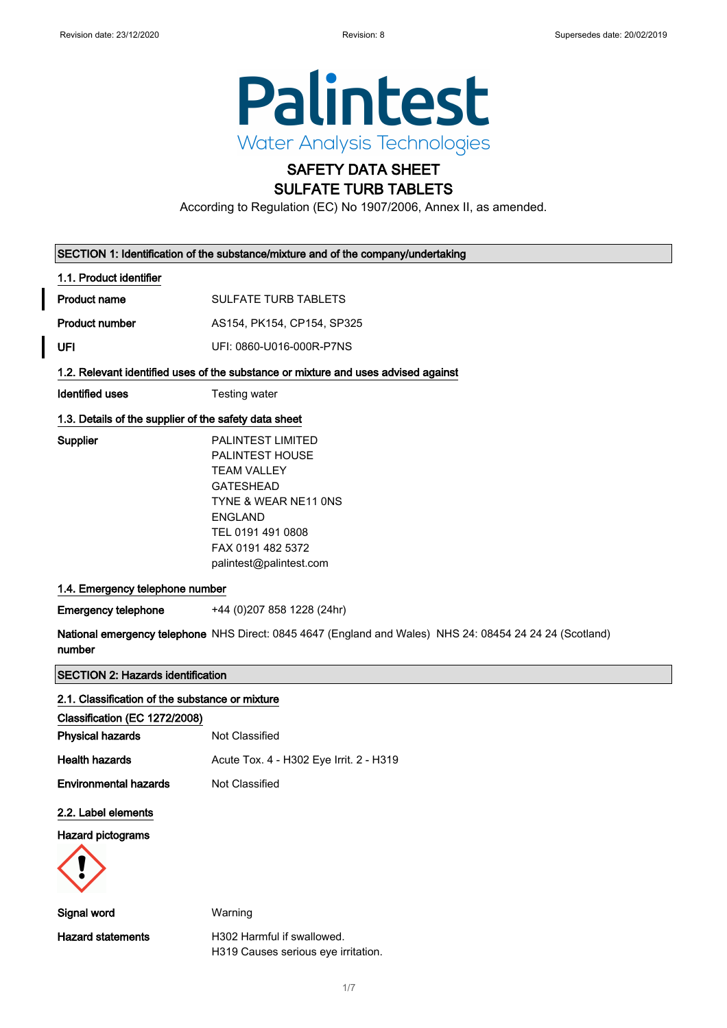# SAFETY DATA SHEET
# SULFATE TURB TABLETS

According to Regulation (EC) No 1907/2006, Annex II, as amended.

## SECTION 1: Identification of the substance/mixture and of the company/undertaking

### 1.1. Product identifier

**Product name** SULFATE TURB TABLETS

**Product number** AS154, PK154, CP154, SP325

**UFI** UFI: 0860-U016-000R-P7NS

### 1.2. Relevant identified uses of the substance or mixture and uses advised against

**Identified uses** Testing water

### 1.3. Details of the supplier of the safety data sheet

**Supplier**
PALINTEST LIMITED
PALINTEST HOUSE
TEAM VALLEY
GATESHEAD
TYNE & WEAR NE11 0NS
ENGLAND
TEL 0191 491 0808
FAX 0191 482 5372
palintest@palintest.com

### 1.4. Emergency telephone number

**Emergency telephone** +44 (0)207 858 1228 (24hr)

**National emergency telephone number** NHS Direct: 0845 4647 (England and Wales) NHS 24: 08454 24 24 24 (Scotland)

## SECTION 2: Hazards identification

### 2.1. Classification of the substance or mixture

**Classification (EC 1272/2008)**

**Physical hazards** Not Classified

**Health hazards** Acute Tox. 4 - H302 Eye Irrit. 2 - H319

**Environmental hazards** Not Classified

### 2.2. Label elements

**Hazard pictograms**

**Signal word** Warning

**Hazard statements**
H302 Harmful if swallowed.
H319 Causes serious eye irritation.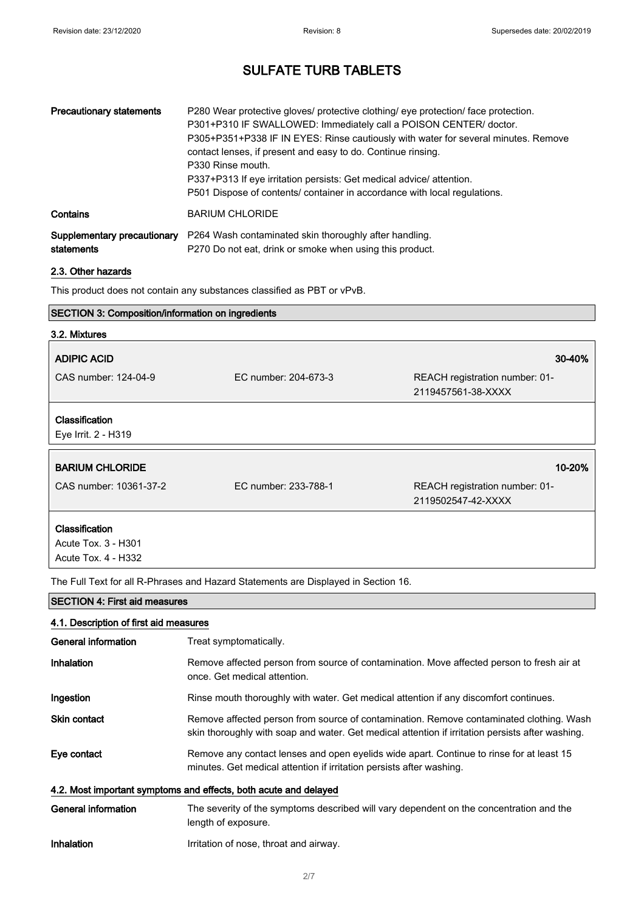| | |
|---|---|
| **Precautionary statements** | P280 Wear protective gloves/ protective clothing/ eye protection/ face protection.<br>P301+P310 IF SWALLOWED: Immediately call a POISON CENTER/ doctor.<br>P305+P351+P338 IF IN EYES: Rinse cautiously with water for several minutes. Remove contact lenses, if present and easy to do. Continue rinsing.<br>P330 Rinse mouth.<br>P337+P313 If eye irritation persists: Get medical advice/ attention.<br>P501 Dispose of contents/ container in accordance with local regulations. |
| **Contains** | BARIUM CHLORIDE |
| **Supplementary precautionary statements** | P264 Wash contaminated skin thoroughly after handling.<br>P270 Do not eat, drink or smoke when using this product. |

### 2.3. Other hazards

This product does not contain any substances classified as PBT or vPvB.

## SECTION 3: Composition/information on ingredients

### 3.2. Mixtures

| **ADIPIC ACID** | | **30-40%** |
|---|---|---|
| CAS number: 124-04-9 | EC number: 204-673-3 | REACH registration number: 01-2119457561-38-XXXX |

**Classification**
Eye Irrit. 2 - H319

| **BARIUM CHLORIDE** | | **10-20%** |
|---|---|---|
| CAS number: 10361-37-2 | EC number: 233-788-1 | REACH registration number: 01-2119502547-42-XXXX |

**Classification**
Acute Tox. 3 - H301
Acute Tox. 4 - H332

The Full Text for all R-Phrases and Hazard Statements are Displayed in Section 16.

## SECTION 4: First aid measures

### 4.1. Description of first aid measures

| | |
|---|---|
| **General information** | Treat symptomatically. |
| **Inhalation** | Remove affected person from source of contamination. Move affected person to fresh air at once. Get medical attention. |
| **Ingestion** | Rinse mouth thoroughly with water. Get medical attention if any discomfort continues. |
| **Skin contact** | Remove affected person from source of contamination. Remove contaminated clothing. Wash skin thoroughly with soap and water. Get medical attention if irritation persists after washing. |
| **Eye contact** | Remove any contact lenses and open eyelids wide apart. Continue to rinse for at least 15 minutes. Get medical attention if irritation persists after washing. |

### 4.2. Most important symptoms and effects, both acute and delayed

| | |
|---|---|
| **General information** | The severity of the symptoms described will vary dependent on the concentration and the length of exposure. |
| **Inhalation** | Irritation of nose, throat and airway. |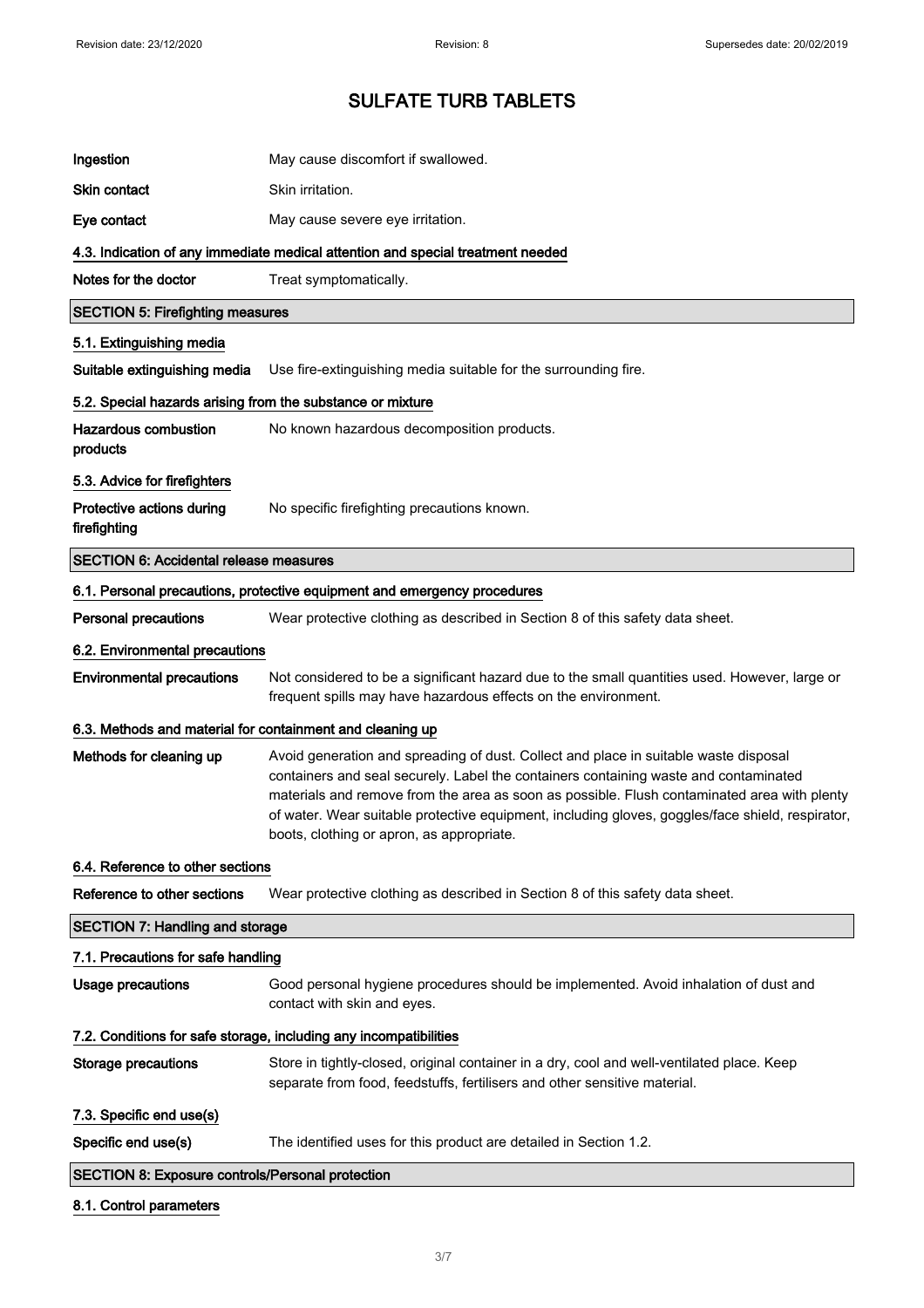| | |
|---|---|
| **Ingestion** | May cause discomfort if swallowed. |
| **Skin contact** | Skin irritation. |
| **Eye contact** | May cause severe eye irritation. |

### 4.3. Indication of any immediate medical attention and special treatment needed

| | |
|---|---|
| **Notes for the doctor** | Treat symptomatically. |

## SECTION 5: Firefighting measures

### 5.1. Extinguishing media

| | |
|---|---|
| **Suitable extinguishing media** | Use fire-extinguishing media suitable for the surrounding fire. |

### 5.2. Special hazards arising from the substance or mixture

| | |
|---|---|
| **Hazardous combustion products** | No known hazardous decomposition products. |

### 5.3. Advice for firefighters

| | |
|---|---|
| **Protective actions during firefighting** | No specific firefighting precautions known. |

## SECTION 6: Accidental release measures

### 6.1. Personal precautions, protective equipment and emergency procedures

| | |
|---|---|
| **Personal precautions** | Wear protective clothing as described in Section 8 of this safety data sheet. |

### 6.2. Environmental precautions

| | |
|---|---|
| **Environmental precautions** | Not considered to be a significant hazard due to the small quantities used. However, large or frequent spills may have hazardous effects on the environment. |

### 6.3. Methods and material for containment and cleaning up

| | |
|---|---|
| **Methods for cleaning up** | Avoid generation and spreading of dust. Collect and place in suitable waste disposal containers and seal securely. Label the containers containing waste and contaminated materials and remove from the area as soon as possible. Flush contaminated area with plenty of water. Wear suitable protective equipment, including gloves, goggles/face shield, respirator, boots, clothing or apron, as appropriate. |

### 6.4. Reference to other sections

| | |
|---|---|
| **Reference to other sections** | Wear protective clothing as described in Section 8 of this safety data sheet. |

## SECTION 7: Handling and storage

### 7.1. Precautions for safe handling

| | |
|---|---|
| **Usage precautions** | Good personal hygiene procedures should be implemented. Avoid inhalation of dust and contact with skin and eyes. |

### 7.2. Conditions for safe storage, including any incompatibilities

| | |
|---|---|
| **Storage precautions** | Store in tightly-closed, original container in a dry, cool and well-ventilated place. Keep separate from food, feedstuffs, fertilisers and other sensitive material. |

### 7.3. Specific end use(s)

| | |
|---|---|
| **Specific end use(s)** | The identified uses for this product are detailed in Section 1.2. |

## SECTION 8: Exposure controls/Personal protection

### 8.1. Control parameters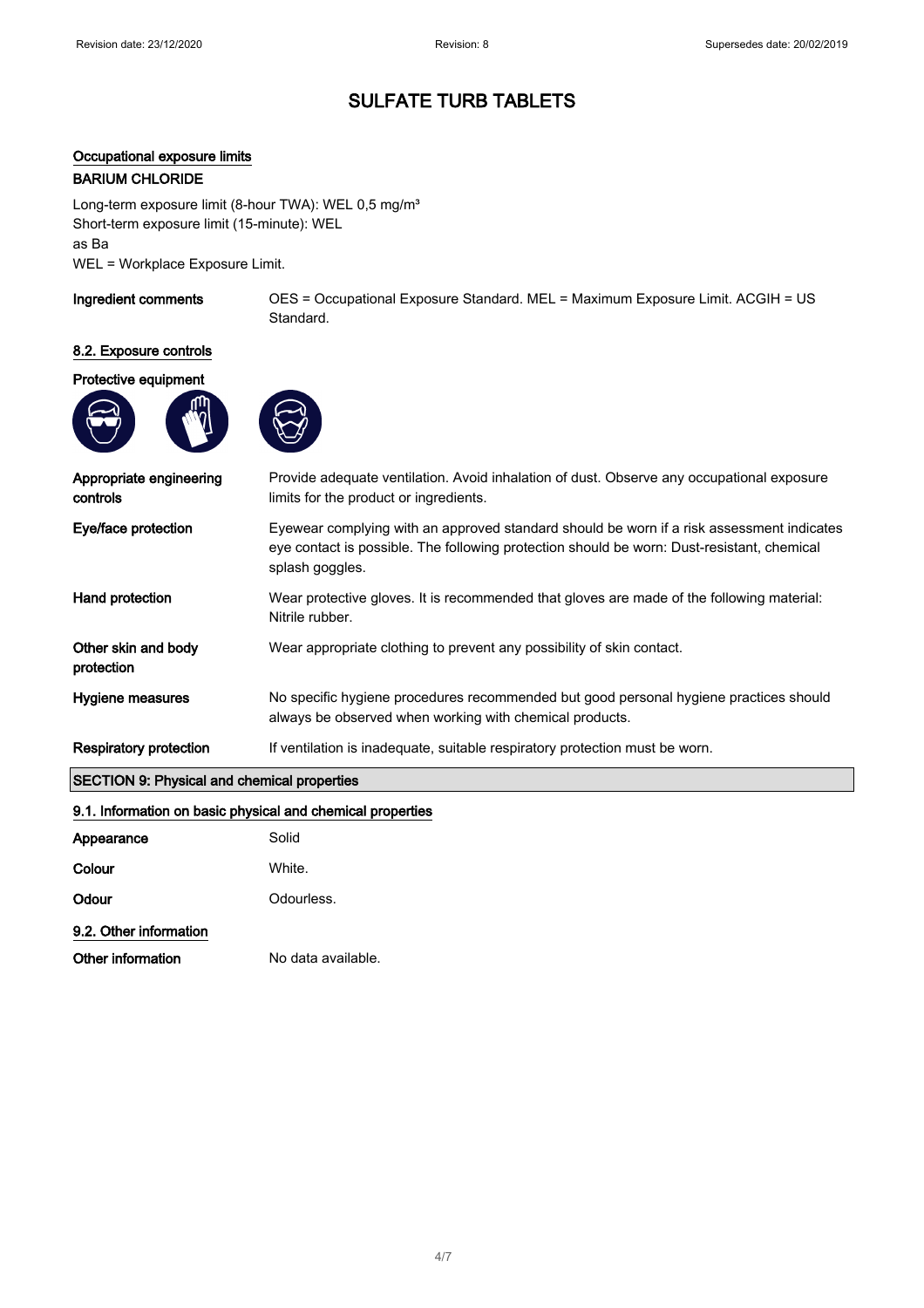# SULFATE TURB TABLETS

**Occupational exposure limits**

**BARIUM CHLORIDE**

Long-term exposure limit (8-hour TWA): WEL 0,5 mg/m³
Short-term exposure limit (15-minute): WEL
as Ba
WEL = Workplace Exposure Limit.

**Ingredient comments** OES = Occupational Exposure Standard. MEL = Maximum Exposure Limit. ACGIH = US Standard.

**8.2. Exposure controls**

**Protective equipment**

**Appropriate engineering controls** Provide adequate ventilation. Avoid inhalation of dust. Observe any occupational exposure limits for the product or ingredients.

**Eye/face protection** Eyewear complying with an approved standard should be worn if a risk assessment indicates eye contact is possible. The following protection should be worn: Dust-resistant, chemical splash goggles.

**Hand protection** Wear protective gloves. It is recommended that gloves are made of the following material: Nitrile rubber.

**Other skin and body protection** Wear appropriate clothing to prevent any possibility of skin contact.

**Hygiene measures** No specific hygiene procedures recommended but good personal hygiene practices should always be observed when working with chemical products.

**Respiratory protection** If ventilation is inadequate, suitable respiratory protection must be worn.

## SECTION 9: Physical and chemical properties

**9.1. Information on basic physical and chemical properties**

**Appearance** Solid

**Colour** White.

**Odour** Odourless.

**9.2. Other information**

**Other information** No data available.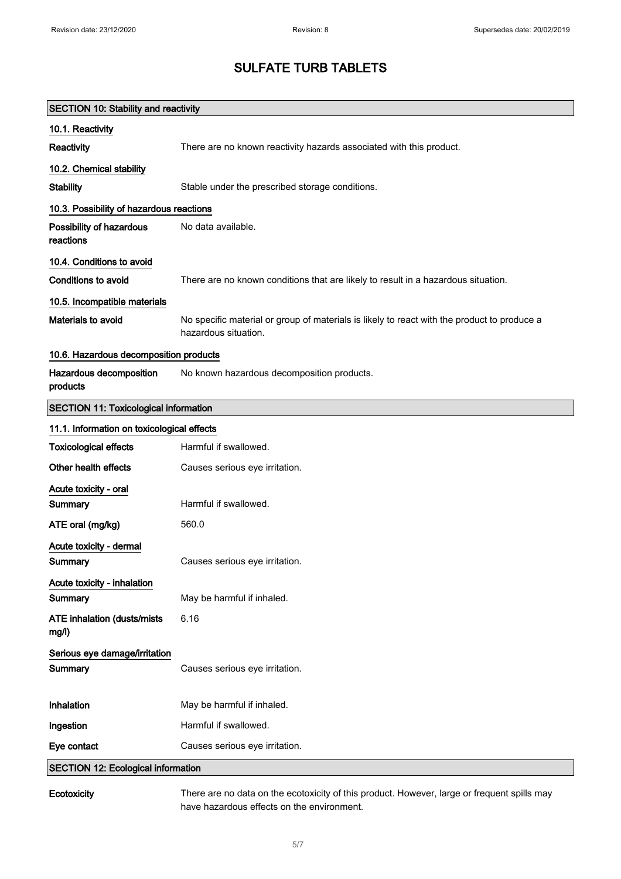# SULFATE TURB TABLETS

## SECTION 10: Stability and reactivity

### 10.1. Reactivity

**Reactivity** There are no known reactivity hazards associated with this product.

### 10.2. Chemical stability

**Stability** Stable under the prescribed storage conditions.

### 10.3. Possibility of hazardous reactions

**Possibility of hazardous reactions** No data available.

### 10.4. Conditions to avoid

**Conditions to avoid** There are no known conditions that are likely to result in a hazardous situation.

### 10.5. Incompatible materials

**Materials to avoid** No specific material or group of materials is likely to react with the product to produce a hazardous situation.

### 10.6. Hazardous decomposition products

**Hazardous decomposition products** No known hazardous decomposition products.

## SECTION 11: Toxicological information

### 11.1. Information on toxicological effects

**Toxicological effects** Harmful if swallowed.

**Other health effects** Causes serious eye irritation.

**Acute toxicity - oral**

**Summary** Harmful if swallowed.

**ATE oral (mg/kg)** 560.0

**Acute toxicity - dermal**

**Summary** Causes serious eye irritation.

**Acute toxicity - inhalation**

**Summary** May be harmful if inhaled.

**ATE inhalation (dusts/mists mg/l)** 6.16

**Serious eye damage/irritation**

**Summary** Causes serious eye irritation.

**Inhalation** May be harmful if inhaled.

**Ingestion** Harmful if swallowed.

**Eye contact** Causes serious eye irritation.

## SECTION 12: Ecological information

**Ecotoxicity** There are no data on the ecotoxicity of this product. However, large or frequent spills may have hazardous effects on the environment.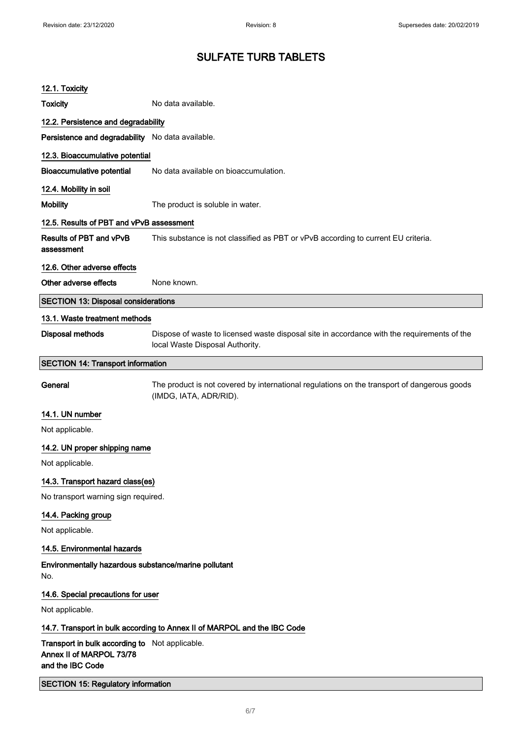#### 12.1. Toxicity

**Toxicity** No data available.

#### 12.2. Persistence and degradability

**Persistence and degradability** No data available.

#### 12.3. Bioaccumulative potential

**Bioaccumulative potential** No data available on bioaccumulation.

#### 12.4. Mobility in soil

**Mobility** The product is soluble in water.

#### 12.5. Results of PBT and vPvB assessment

**Results of PBT and vPvB assessment** This substance is not classified as PBT or vPvB according to current EU criteria.

#### 12.6. Other adverse effects

**Other adverse effects** None known.

## SECTION 13: Disposal considerations

#### 13.1. Waste treatment methods

**Disposal methods** Dispose of waste to licensed waste disposal site in accordance with the requirements of the local Waste Disposal Authority.

## SECTION 14: Transport information

**General** The product is not covered by international regulations on the transport of dangerous goods (IMDG, IATA, ADR/RID).

#### 14.1. UN number

Not applicable.

#### 14.2. UN proper shipping name

Not applicable.

#### 14.3. Transport hazard class(es)

No transport warning sign required.

#### 14.4. Packing group

Not applicable.

#### 14.5. Environmental hazards

**Environmentally hazardous substance/marine pollutant**

No.

#### 14.6. Special precautions for user

Not applicable.

#### 14.7. Transport in bulk according to Annex II of MARPOL and the IBC Code

**Transport in bulk according to Annex II of MARPOL 73/78 and the IBC Code** Not applicable.

## SECTION 15: Regulatory information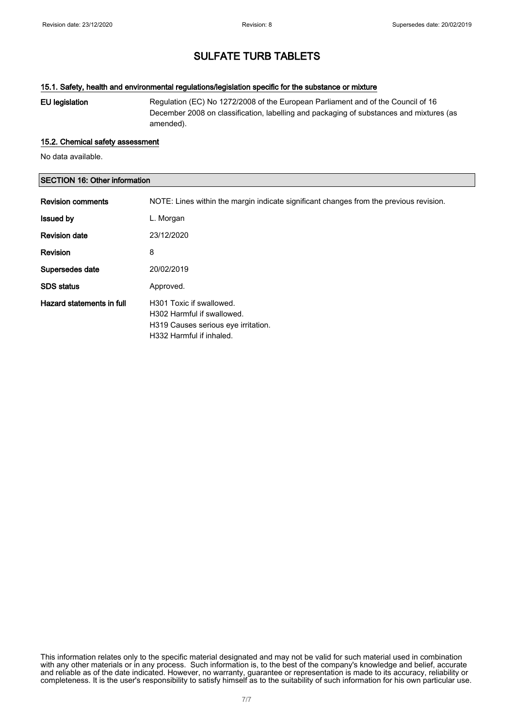# SULFATE TURB TABLETS

### 15.1. Safety, health and environmental regulations/legislation specific for the substance or mixture

| | |
|---|---|
| **EU legislation** | Regulation (EC) No 1272/2008 of the European Parliament and of the Council of 16 December 2008 on classification, labelling and packaging of substances and mixtures (as amended). |

### 15.2. Chemical safety assessment

No data available.

## SECTION 16: Other information

| | |
|---|---|
| **Revision comments** | NOTE: Lines within the margin indicate significant changes from the previous revision. |
| **Issued by** | L. Morgan |
| **Revision date** | 23/12/2020 |
| **Revision** | 8 |
| **Supersedes date** | 20/02/2019 |
| **SDS status** | Approved. |
| **Hazard statements in full** | H301 Toxic if swallowed.<br>H302 Harmful if swallowed.<br>H319 Causes serious eye irritation.<br>H332 Harmful if inhaled. |

This information relates only to the specific material designated and may not be valid for such material used in combination with any other materials or in any process. Such information is, to the best of the company's knowledge and belief, accurate and reliable as of the date indicated. However, no warranty, guarantee or representation is made to its accuracy, reliability or completeness. It is the user's responsibility to satisfy himself as to the suitability of such information for his own particular use.